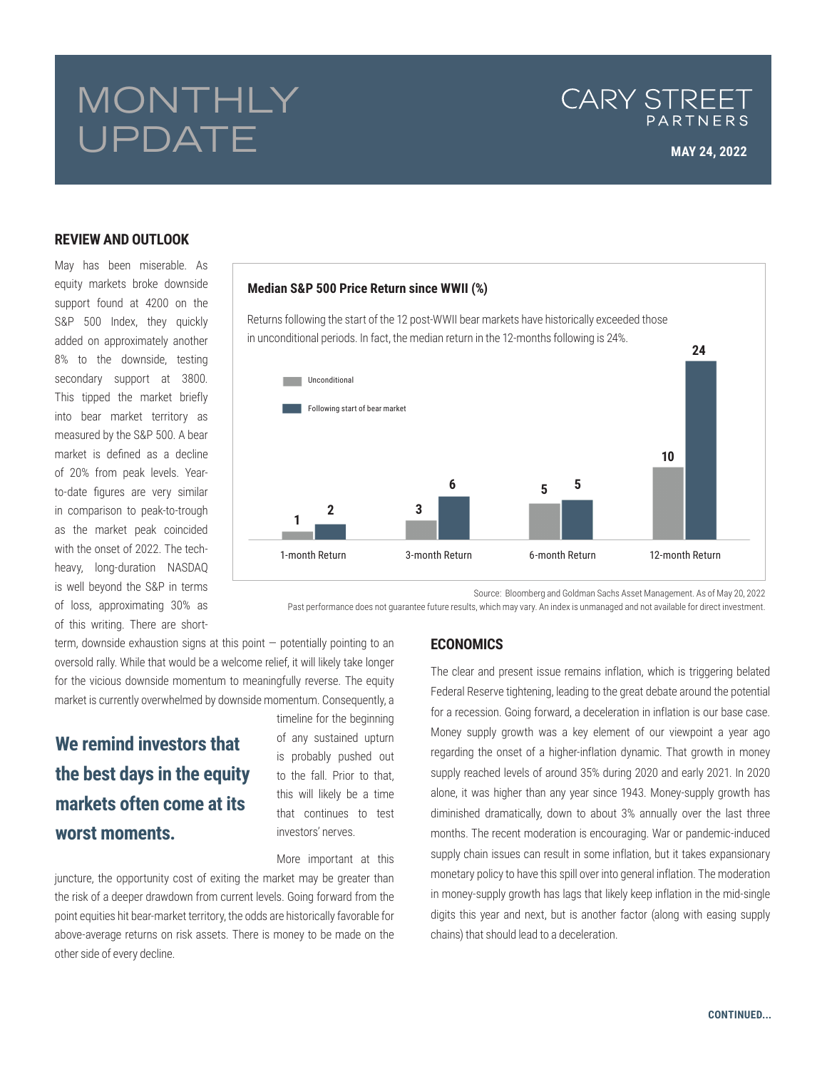# MONTHLY UPDATE

CARY STREET PARTNERS

**MAY 24, 2022**

## REVIEW AND OUTLOOK

May has been miserable. As equity markets broke downside support found at 4200 on the S&P 500 Index, they quickly added on approximately another 8% to the downside, testing secondary support at 3800. This tipped the market briefly into bear market territory as measured by the S&P 500. A bear market is defined as a decline of 20% from peak levels. Year-to-date figures are very similar in comparison to peak-to-trough as the market peak coincided with the onset of 2022. The tech-heavy, long-duration NASDAQ is well beyond the S&P in terms of loss, approximating 30% as of this writing. There are short-term, downside exhaustion signs at this point — potentially pointing to an oversold rally. While that would be a welcome relief, it will likely take longer for the vicious downside momentum to meaningfully reverse. The equity market is currently overwhelmed by downside momentum. Consequently, a timeline for the beginning of any sustained upturn is probably pushed out to the fall. Prior to that, this will likely be a time that continues to test investors' nerves.

**Median S&P 500 Price Return since WWII (%)**

Returns following the start of the 12 post-WWII bear markets have historically exceeded those in unconditional periods. In fact, the median return in the 12-months following is 24%.

| | Unconditional | Following start of bear market |
|---|---|---|
| 1-month Return | 1 | 2 |
| 3-month Return | 3 | 6 |
| 6-month Return | 5 | 5 |
| 12-month Return | 10 | 24 |

Source: Bloomberg and Goldman Sachs Asset Management. As of May 20, 2022
Past performance does not guarantee future results, which may vary. An index is unmanaged and not available for direct investment.

**We remind investors that the best days in the equity markets often come at its worst moments.**

More important at this juncture, the opportunity cost of exiting the market may be greater than the risk of a deeper drawdown from current levels. Going forward from the point equities hit bear-market territory, the odds are historically favorable for above-average returns on risk assets. There is money to be made on the other side of every decline.

## ECONOMICS

The clear and present issue remains inflation, which is triggering belated Federal Reserve tightening, leading to the great debate around the potential for a recession. Going forward, a deceleration in inflation is our base case. Money supply growth was a key element of our viewpoint a year ago regarding the onset of a higher-inflation dynamic. That growth in money supply reached levels of around 35% during 2020 and early 2021. In 2020 alone, it was higher than any year since 1943. Money-supply growth has diminished dramatically, down to about 3% annually over the last three months. The recent moderation is encouraging. War or pandemic-induced supply chain issues can result in some inflation, but it takes expansionary monetary policy to have this spill over into general inflation. The moderation in money-supply growth has lags that likely keep inflation in the mid-single digits this year and next, but is another factor (along with easing supply chains) that should lead to a deceleration.

CONTINUED...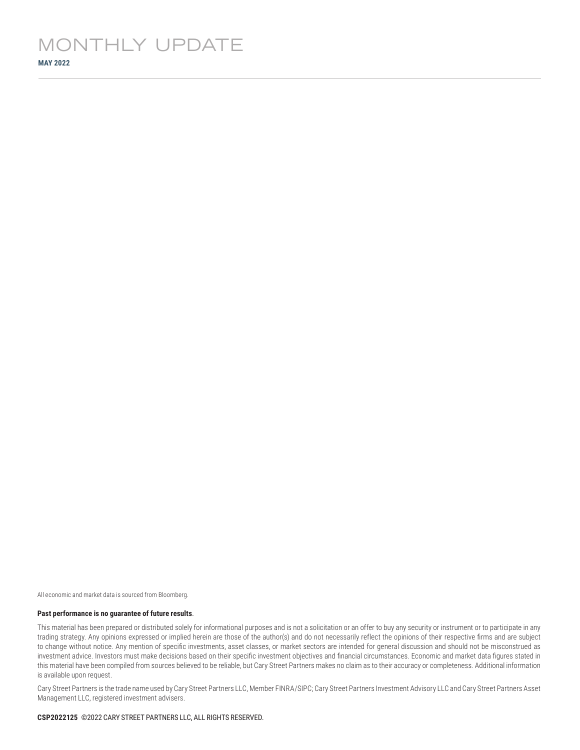# MONTHLY UPDATE

**MAY 2022**

All economic and market data is sourced from Bloomberg.

**Past performance is no guarantee of future results**.

This material has been prepared or distributed solely for informational purposes and is not a solicitation or an offer to buy any security or instrument or to participate in any trading strategy. Any opinions expressed or implied herein are those of the author(s) and do not necessarily reflect the opinions of their respective firms and are subject to change without notice. Any mention of specific investments, asset classes, or market sectors are intended for general discussion and should not be misconstrued as investment advice. Investors must make decisions based on their specific investment objectives and financial circumstances. Economic and market data figures stated in this material have been compiled from sources believed to be reliable, but Cary Street Partners makes no claim as to their accuracy or completeness. Additional information is available upon request.

Cary Street Partners is the trade name used by Cary Street Partners LLC, Member FINRA/SIPC; Cary Street Partners Investment Advisory LLC and Cary Street Partners Asset Management LLC, registered investment advisers.

**CSP2022125** ©2022 CARY STREET PARTNERS LLC, ALL RIGHTS RESERVED.